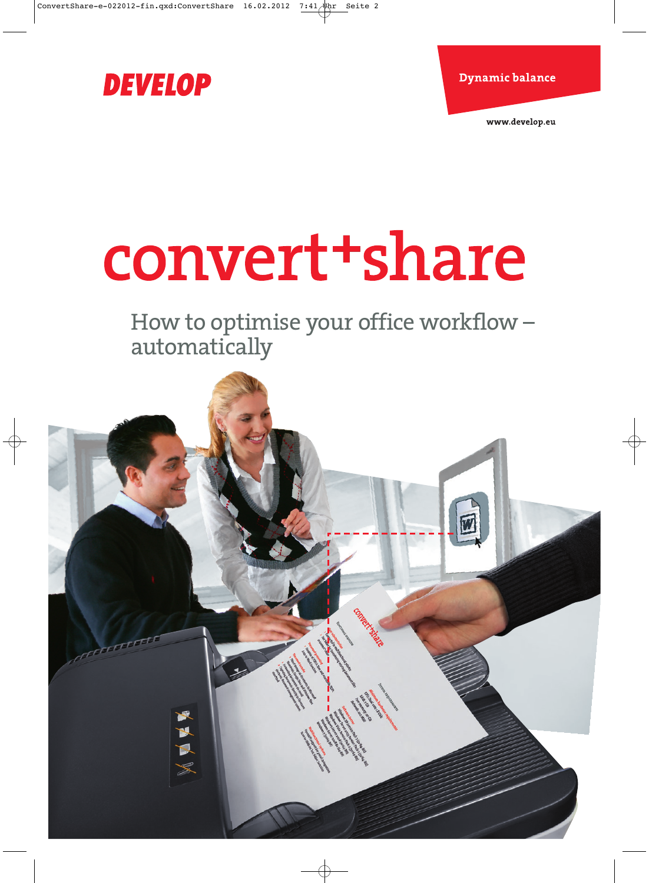DEVELOP

Dynamic balance

www.develop.eu

# convert+share

## How to optimise your office workflow – automatically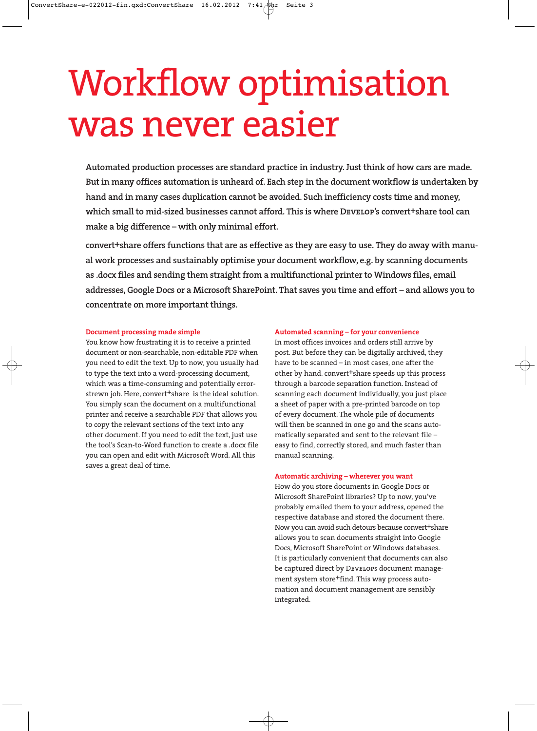# Workflow optimisation was never easier

**Automated production processes are standard practice in industry. Just think of how cars are made. But in many offices automation is unheard of. Each step in the document workflow is undertaken by hand and in many cases duplication cannot be avoided. Such inefficiency costs time and money, which small to mid-sized businesses cannot afford. This is where DEVELOP's convert+share tool can make a big difference – with only minimal effort.**

**convert+share offers functions that are as effective as they are easy to use. They do away with manual work processes and sustainably optimise your document workflow, e.g. by scanning documents as .docx files and sending them straight from a multifunctional printer to Windows files, email addresses, Google Docs or a Microsoft SharePoint. That saves you time and effort – and allows you to concentrate on more important things.**

### Document processing made simple

You know how frustrating it is to receive a printed document or non-searchable, non-editable PDF when you need to edit the text. Up to now, you usually had to type the text into a word-processing document, which was a time-consuming and potentially error-strewn job. Here, convert+share is the ideal solution. You simply scan the document on a multifunctional printer and receive a searchable PDF that allows you to copy the relevant sections of the text into any other document. If you need to edit the text, just use the tool's Scan-to-Word function to create a .docx file you can open and edit with Microsoft Word. All this saves a great deal of time.

### Automated scanning – for your convenience

In most offices invoices and orders still arrive by post. But before they can be digitally archived, they have to be scanned – in most cases, one after the other by hand. convert+share speeds up this process through a barcode separation function. Instead of scanning each document individually, you just place a sheet of paper with a pre-printed barcode on top of every document. The whole pile of documents will then be scanned in one go and the scans automatically separated and sent to the relevant file – easy to find, correctly stored, and much faster than manual scanning.

### Automatic archiving – wherever you want

How do you store documents in Google Docs or Microsoft SharePoint libraries? Up to now, you've probably emailed them to your address, opened the respective database and stored the document there. Now you can avoid such detours because convert+share allows you to scan documents straight into Google Docs, Microsoft SharePoint or Windows databases. It is particularly convenient that documents can also be captured direct by DEVELOPs document management system store+find. This way process automation and document management are sensibly integrated.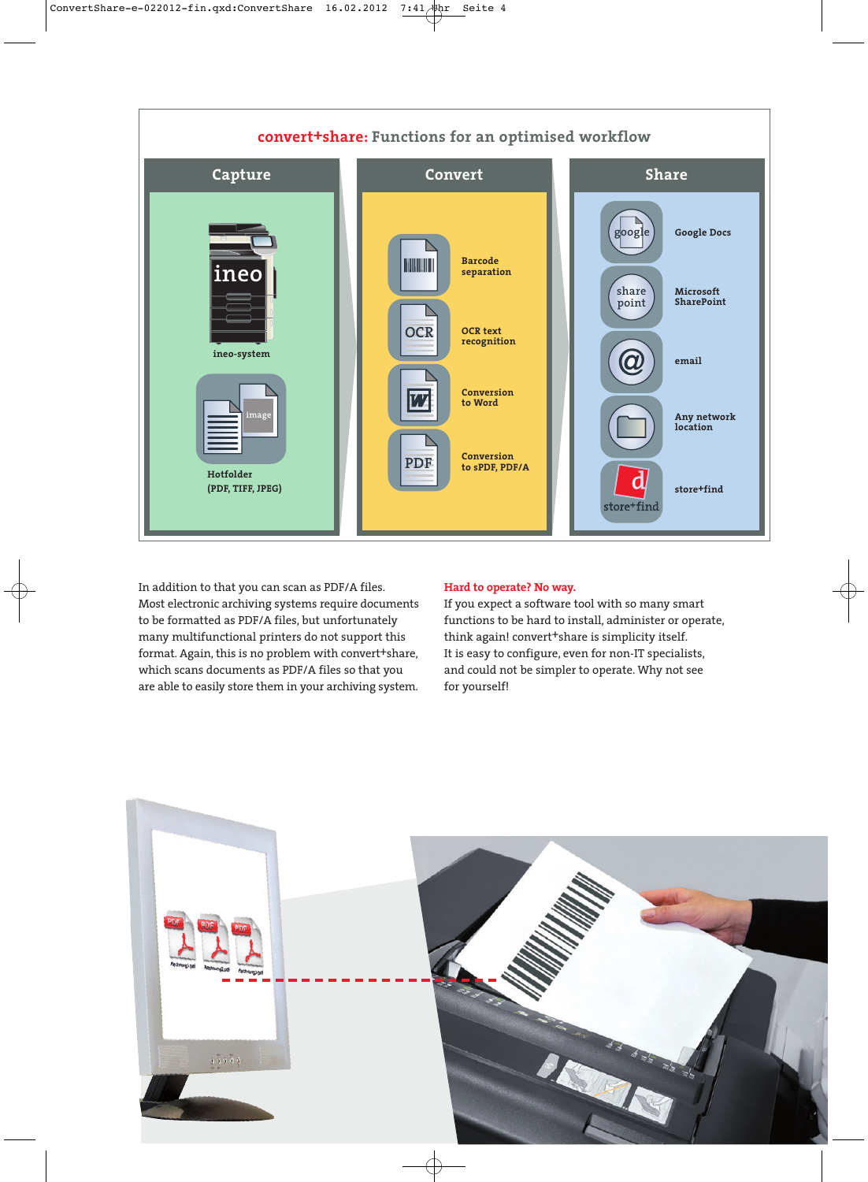## convert+share: Functions for an optimised workflow

### Capture

ineo-system

Hotfolder
(PDF, TIFF, JPEG)

### Convert

Barcode separation

OCR text recognition

Conversion to Word

Conversion to sPDF, PDF/A

### Share

Google Docs

Microsoft SharePoint

email

Any network location

store+find

In addition to that you can scan as PDF/A files. Most electronic archiving systems require documents to be formatted as PDF/A files, but unfortunately many multifunctional printers do not support this format. Again, this is no problem with convert+share, which scans documents as PDF/A files so that you are able to easily store them in your archiving system.

**Hard to operate? No way.**

If you expect a software tool with so many smart functions to be hard to install, administer or operate, think again! convert+share is simplicity itself. It is easy to configure, even for non-IT specialists, and could not be simpler to operate. Why not see for yourself!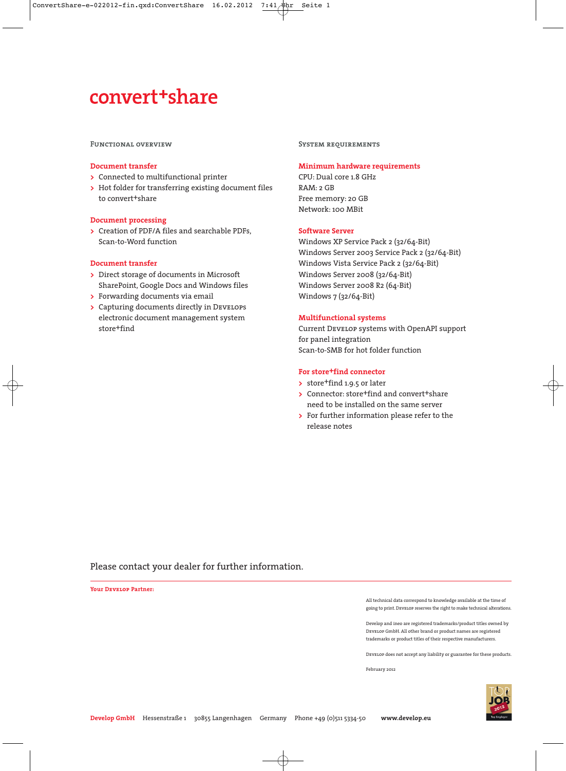# convert+share

## Functional overview

### Document transfer

- Connected to multifunctional printer
- Hot folder for transferring existing document files to convert+share

### Document processing

- Creation of PDF/A files and searchable PDFs, Scan-to-Word function

### Document transfer

- Direct storage of documents in Microsoft SharePoint, Google Docs and Windows files
- Forwarding documents via email
- Capturing documents directly in Develops electronic document management system store+find

## System requirements

### Minimum hardware requirements

CPU: Dual core 1.8 GHz
RAM: 2 GB
Free memory: 20 GB
Network: 100 MBit

### Software Server

Windows XP Service Pack 2 (32/64-Bit)
Windows Server 2003 Service Pack 2 (32/64-Bit)
Windows Vista Service Pack 2 (32/64-Bit)
Windows Server 2008 (32/64-Bit)
Windows Server 2008 R2 (64-Bit)
Windows 7 (32/64-Bit)

### Multifunctional systems

Current Develop systems with OpenAPI support for panel integration
Scan-to-SMB for hot folder function

### For store+find connector

- store+find 1.9.5 or later
- Connector: store+find and convert+share need to be installed on the same server
- For further information please refer to the release notes

Please contact your dealer for further information.

**Your Develop Partner:**

All technical data correspond to knowledge available at the time of going to print. Develop reserves the right to make technical alterations.

Develop and ineo are registered trademarks/product titles owned by Develop GmbH. All other brand or product names are registered trademarks or product titles of their respective manufacturers.

Develop does not accept any liability or guarantee for these products.

February 2012

**Develop GmbH** Hessenstraße 1 30855 Langenhagen Germany Phone +49 (0)511 5334-50 **www.develop.eu**